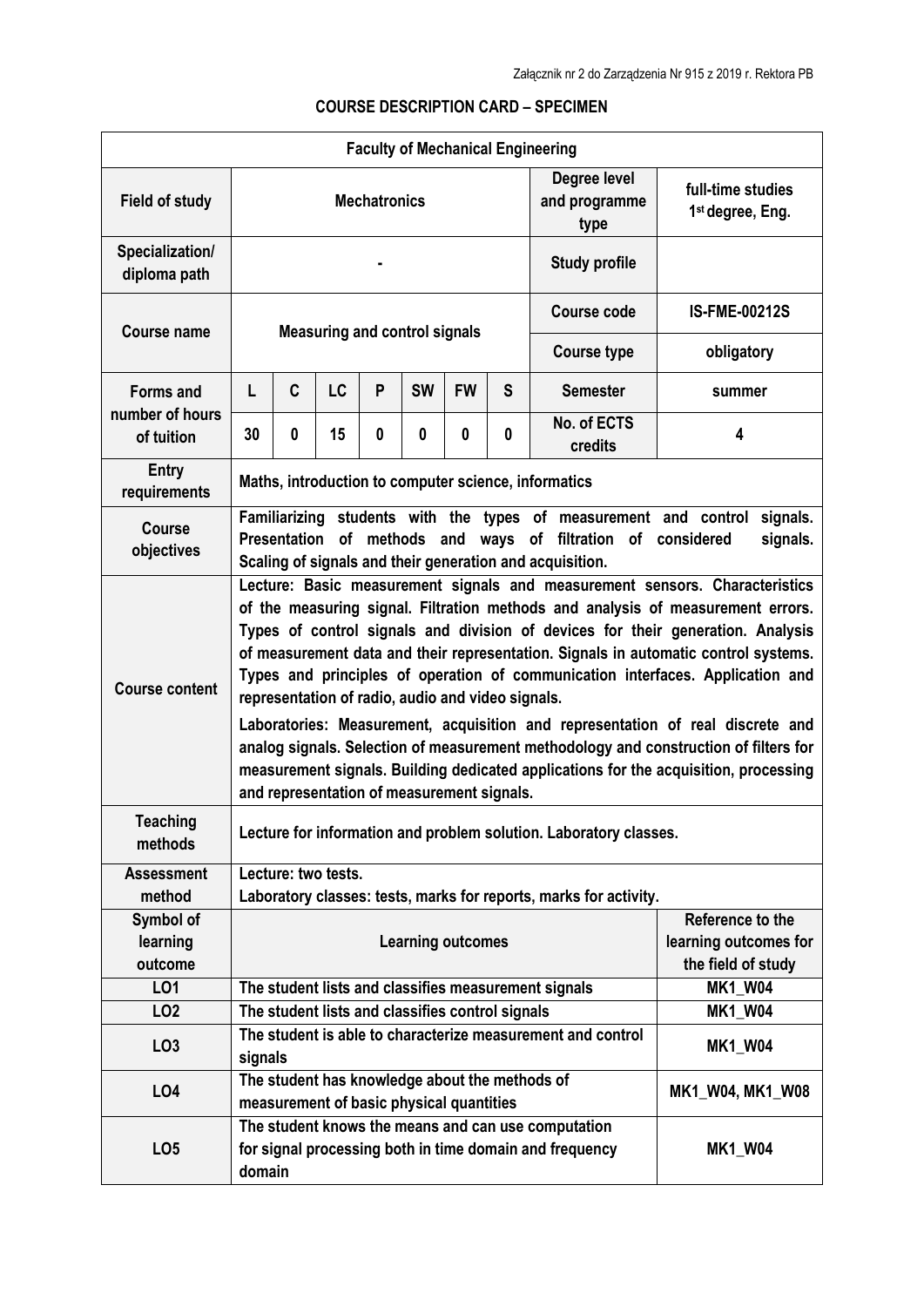Załącznik nr 2 do Zarządzenia Nr 915 z 2019 r. Rektora PB

**COURSE DESCRIPTION CARD – SPECIMEN**

| Faculty of Mechanical Engineering | | | | | | | | | |
|---|---|---|---|---|---|---|---|---|---|
| **Field of study** | **Mechatronics** | | | | | | | **Degree level and programme type** | **full-time studies 1st degree, Eng.** |
| **Specialization/ diploma path** | **-** | | | | | | | **Study profile** | |
| **Course name** | **Measuring and control signals** | | | | | | | **Course code** | **IS-FME-00212S** |
| | | | | | | | | **Course type** | **obligatory** |
| **Forms and number of hours of tuition** | **L** | **C** | **LC** | **P** | **SW** | **FW** | **S** | **Semester** | **summer** |
| | **30** | **0** | **15** | **0** | **0** | **0** | **0** | **No. of ECTS credits** | **4** |
| **Entry requirements** | **Maths, introduction to computer science, informatics** | | | | | | | | |
| **Course objectives** | **Familiarizing students with the types of measurement and control signals. Presentation of methods and ways of filtration of considered signals. Scaling of signals and their generation and acquisition.** | | | | | | | | |
| **Course content** | **Lecture: Basic measurement signals and measurement sensors. Characteristics of the measuring signal. Filtration methods and analysis of measurement errors. Types of control signals and division of devices for their generation. Analysis of measurement data and their representation. Signals in automatic control systems. Types and principles of operation of communication interfaces. Application and representation of radio, audio and video signals.** <br> **Laboratories: Measurement, acquisition and representation of real discrete and analog signals. Selection of measurement methodology and construction of filters for measurement signals. Building dedicated applications for the acquisition, processing and representation of measurement signals.** | | | | | | | | |
| **Teaching methods** | **Lecture for information and problem solution. Laboratory classes.** | | | | | | | | |
| **Assessment method** | **Lecture: two tests.** <br> **Laboratory classes: tests, marks for reports, marks for activity.** | | | | | | | | |
| **Symbol of learning outcome** | **Learning outcomes** | | | | | | | | **Reference to the learning outcomes for the field of study** |
| **LO1** | **The student lists and classifies measurement signals** | | | | | | | | **MK1_W04** |
| **LO2** | **The student lists and classifies control signals** | | | | | | | | **MK1_W04** |
| **LO3** | **The student is able to characterize measurement and control signals** | | | | | | | | **MK1_W04** |
| **LO4** | **The student has knowledge about the methods of measurement of basic physical quantities** | | | | | | | | **MK1_W04, MK1_W08** |
| **LO5** | **The student knows the means and can use computation for signal processing both in time domain and frequency domain** | | | | | | | | **MK1_W04** |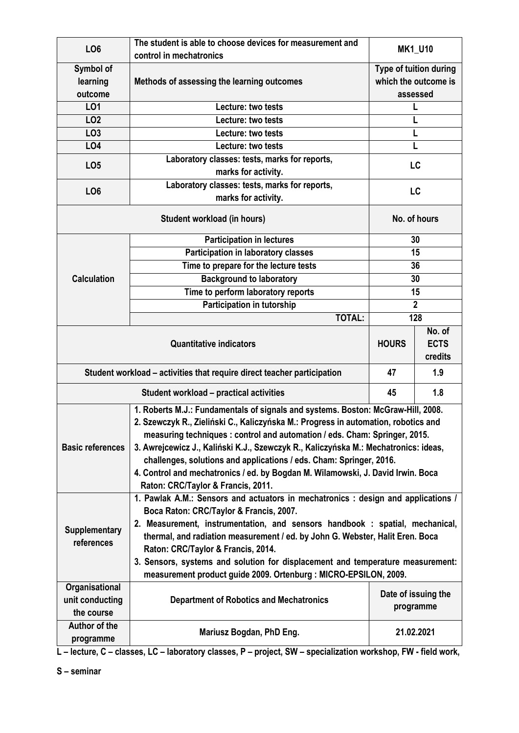| | | | |
|---|---|---|---|
| LO6 | The student is able to choose devices for measurement and control in mechatronics | MK1_U10 | |
| Symbol of learning outcome | Methods of assessing the learning outcomes | Type of tuition during which the outcome is assessed | |
| LO1 | Lecture: two tests | L | |
| LO2 | Lecture: two tests | L | |
| LO3 | Lecture: two tests | L | |
| LO4 | Lecture: two tests | L | |
| LO5 | Laboratory classes: tests, marks for reports, marks for activity. | LC | |
| LO6 | Laboratory classes: tests, marks for reports, marks for activity. | LC | |
| Student workload (in hours) | | No. of hours | |
| Calculation | Participation in lectures | 30 | |
| | Participation in laboratory classes | 15 | |
| | Time to prepare for the lecture tests | 36 | |
| | Background to laboratory | 30 | |
| | Time to perform laboratory reports | 15 | |
| | Participation in tutorship | 2 | |
| | TOTAL: | 128 | |
| Quantitative indicators | | HOURS | No. of ECTS credits |
| Student workload – activities that require direct teacher participation | | 47 | 1.9 |
| Student workload – practical activities | | 45 | 1.8 |
| Basic references | 1. Roberts M.J.: Fundamentals of signals and systems. Boston: McGraw-Hill, 2008.<br>2. Szewczyk R., Zieliński C., Kaliczyńska M.: Progress in automation, robotics and measuring techniques : control and automation / eds. Cham: Springer, 2015.<br>3. Awrejcewicz J., Kaliński K.J., Szewczyk R., Kaliczyńska M.: Mechatronics: ideas, challenges, solutions and applications / eds. Cham: Springer, 2016.<br>4. Control and mechatronics / ed. by Bogdan M. Wilamowski, J. David Irwin. Boca Raton: CRC/Taylor & Francis, 2011. | | |
| Supplementary references | 1. Pawlak A.M.: Sensors and actuators in mechatronics : design and applications / Boca Raton: CRC/Taylor & Francis, 2007.<br>2. Measurement, instrumentation, and sensors handbook : spatial, mechanical, thermal, and radiation measurement / ed. by John G. Webster, Halit Eren. Boca Raton: CRC/Taylor & Francis, 2014.<br>3. Sensors, systems and solution for displacement and temperature measurement: measurement product guide 2009. Ortenburg : MICRO-EPSILON, 2009. | | |
| Organisational unit conducting the course | Department of Robotics and Mechatronics | Date of issuing the programme | |
| Author of the programme | Mariusz Bogdan, PhD Eng. | 21.02.2021 | |

L – lecture, C – classes, LC – laboratory classes, P – project, SW – specialization workshop, FW - field work, S – seminar